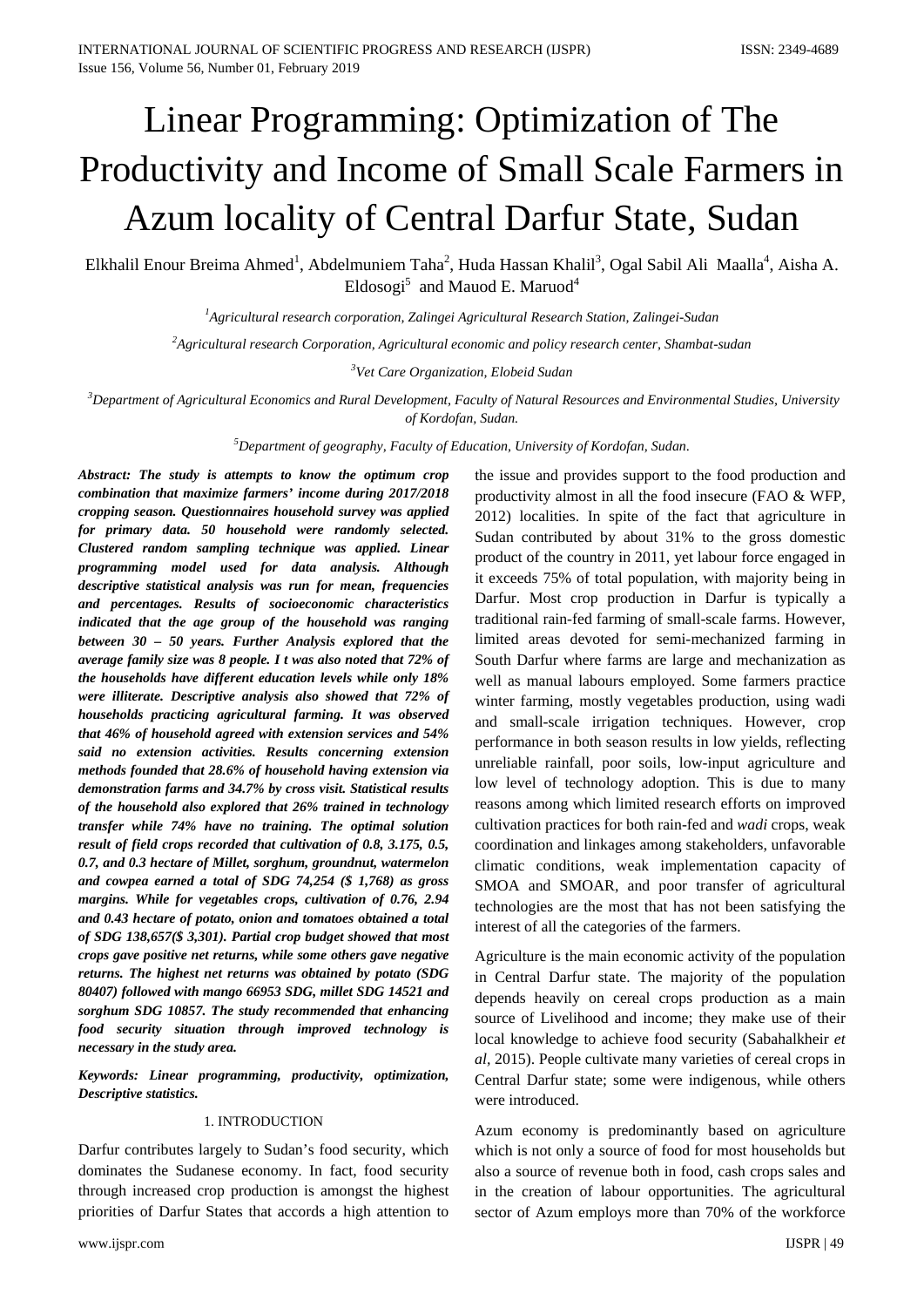# Linear Programming: Optimization of The Productivity and Income of Small Scale Farmers in Azum locality of Central Darfur State, Sudan

Elkhalil Enour Breima Ahmed[1], Abdelmuniem Taha[2], Huda Hassan Khalil[3], Ogal Sabil Ali Maalla[4], Aisha A. Eldosogi[5] and Mauod E. Maruod[4]

[1]*Agricultural research corporation, Zalingei Agricultural Research Station, Zalingei-Sudan*

[2]*Agricultural research Corporation, Agricultural economic and policy research center, Shambat-sudan*

[3]*Vet Care Organization, Elobeid Sudan*

[3]*Department of Agricultural Economics and Rural Development, Faculty of Natural Resources and Environmental Studies, University of Kordofan, Sudan.*

[5]*Department of geography, Faculty of Education, University of Kordofan, Sudan.*

***Abstract:** The study is attempts to know the optimum crop combination that maximize farmers' income during 2017/2018 cropping season. Questionnaires household survey was applied for primary data. 50 household were randomly selected. Clustered random sampling technique was applied. Linear programming model used for data analysis. Although descriptive statistical analysis was run for mean, frequencies and percentages. Results of socioeconomic characteristics indicated that the age group of the household was ranging between 30 – 50 years. Further Analysis explored that the average family size was 8 people. I t was also noted that 72% of the households have different education levels while only 18% were illiterate. Descriptive analysis also showed that 72% of households practicing agricultural farming. It was observed that 46% of household agreed with extension services and 54% said no extension activities. Results concerning extension methods founded that 28.6% of household having extension via demonstration farms and 34.7% by cross visit. Statistical results of the household also explored that 26% trained in technology transfer while 74% have no training. The optimal solution result of field crops recorded that cultivation of 0.8, 3.175, 0.5, 0.7, and 0.3 hectare of Millet, sorghum, groundnut, watermelon and cowpea earned a total of SDG 74,254 ($ 1,768) as gross margins. While for vegetables crops, cultivation of 0.76, 2.94 and 0.43 hectare of potato, onion and tomatoes obtained a total of SDG 138,657($ 3,301). Partial crop budget showed that most crops gave positive net returns, while some others gave negative returns. The highest net returns was obtained by potato (SDG 80407) followed with mango 66953 SDG, millet SDG 14521 and sorghum SDG 10857. The study recommended that enhancing food security situation through improved technology is necessary in the study area.*

***Keywords:** Linear programming, productivity, optimization, Descriptive statistics.*

## 1. INTRODUCTION

Darfur contributes largely to Sudan's food security, which dominates the Sudanese economy. In fact, food security through increased crop production is amongst the highest priorities of Darfur States that accords a high attention to the issue and provides support to the food production and productivity almost in all the food insecure (FAO & WFP, 2012) localities. In spite of the fact that agriculture in Sudan contributed by about 31% to the gross domestic product of the country in 2011, yet labour force engaged in it exceeds 75% of total population, with majority being in Darfur. Most crop production in Darfur is typically a traditional rain-fed farming of small-scale farms. However, limited areas devoted for semi-mechanized farming in South Darfur where farms are large and mechanization as well as manual labours employed. Some farmers practice winter farming, mostly vegetables production, using wadi and small-scale irrigation techniques. However, crop performance in both season results in low yields, reflecting unreliable rainfall, poor soils, low-input agriculture and low level of technology adoption. This is due to many reasons among which limited research efforts on improved cultivation practices for both rain-fed and *wadi* crops, weak coordination and linkages among stakeholders, unfavorable climatic conditions, weak implementation capacity of SMOA and SMOAR, and poor transfer of agricultural technologies are the most that has not been satisfying the interest of all the categories of the farmers.

Agriculture is the main economic activity of the population in Central Darfur state. The majority of the population depends heavily on cereal crops production as a main source of Livelihood and income; they make use of their local knowledge to achieve food security (Sabahalkheir *et al*, 2015). People cultivate many varieties of cereal crops in Central Darfur state; some were indigenous, while others were introduced.

Azum economy is predominantly based on agriculture which is not only a source of food for most households but also a source of revenue both in food, cash crops sales and in the creation of labour opportunities. The agricultural sector of Azum employs more than 70% of the workforce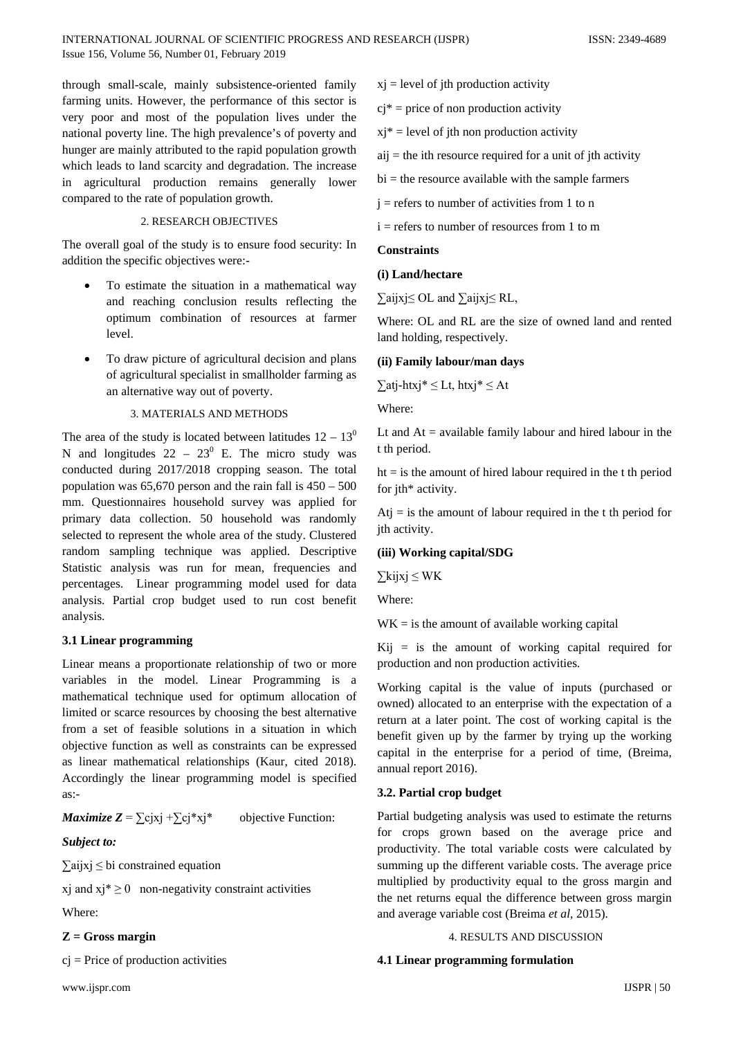through small-scale, mainly subsistence-oriented family farming units. However, the performance of this sector is very poor and most of the population lives under the national poverty line. The high prevalence's of poverty and hunger are mainly attributed to the rapid population growth which leads to land scarcity and degradation. The increase in agricultural production remains generally lower compared to the rate of population growth.

## 2. RESEARCH OBJECTIVES

The overall goal of the study is to ensure food security: In addition the specific objectives were:-

- To estimate the situation in a mathematical way and reaching conclusion results reflecting the optimum combination of resources at farmer level.
- To draw picture of agricultural decision and plans of agricultural specialist in smallholder farming as an alternative way out of poverty.

## 3. MATERIALS AND METHODS

The area of the study is located between latitudes $12 - 13^0$ N and longitudes $22 - 23^0$ E. The micro study was conducted during 2017/2018 cropping season. The total population was 65,670 person and the rain fall is 450 – 500 mm. Questionnaires household survey was applied for primary data collection. 50 household was randomly selected to represent the whole area of the study. Clustered random sampling technique was applied. Descriptive Statistic analysis was run for mean, frequencies and percentages. Linear programming model used for data analysis. Partial crop budget used to run cost benefit analysis.

### 3.1 Linear programming

Linear means a proportionate relationship of two or more variables in the model. Linear Programming is a mathematical technique used for optimum allocation of limited or scarce resources by choosing the best alternative from a set of feasible solutions in a situation in which objective function as well as constraints can be expressed as linear mathematical relationships (Kaur, cited 2018). Accordingly the linear programming model is specified as:-

***Maximize Z*** $= \sum c_j x_j + \sum c_j^* x_j^*$ objective Function:

***Subject to:***

$\sum a_{ij} x_j \leq b_i$ constrained equation

$x_j$ and $x_j^* \geq 0$ non-negativity constraint activities

Where:

**Z = Gross margin**

$c_j$ = Price of production activities

$x_j$ = level of jth production activity

$c_j^*$ = price of non production activity

$x_j^*$ = level of jth non production activity

$a_{ij}$ = the ith resource required for a unit of jth activity

$b_i$ = the resource available with the sample farmers

$j$ = refers to number of activities from 1 to n

$i$ = refers to number of resources from 1 to m

**Constraints**

**(i) Land/hectare**

$\sum a_{ij} x_j \leq OL$ and $\sum a_{ij} x_j \leq RL$,

Where: OL and RL are the size of owned land and rented land holding, respectively.

**(ii) Family labour/man days**

$\sum a_{tj} - h_t x_j^* \leq L_t$, $h_t x_j^* \leq A_t$

Where:

$L_t$ and $A_t$ = available family labour and hired labour in the t th period.

$h_t$ = is the amount of hired labour required in the t th period for jth* activity.

$A_{tj}$ = is the amount of labour required in the t th period for jth activity.

**(iii) Working capital/SDG**

$\sum k_{ij} x_j \leq WK$

Where:

WK = is the amount of available working capital

$K_{ij}$ = is the amount of working capital required for production and non production activities.

Working capital is the value of inputs (purchased or owned) allocated to an enterprise with the expectation of a return at a later point. The cost of working capital is the benefit given up by the farmer by trying up the working capital in the enterprise for a period of time, (Breima, annual report 2016).

### 3.2. Partial crop budget

Partial budgeting analysis was used to estimate the returns for crops grown based on the average price and productivity. The total variable costs were calculated by summing up the different variable costs. The average price multiplied by productivity equal to the gross margin and the net returns equal the difference between gross margin and average variable cost (Breima *et al*, 2015).

## 4. RESULTS AND DISCUSSION

### 4.1 Linear programming formulation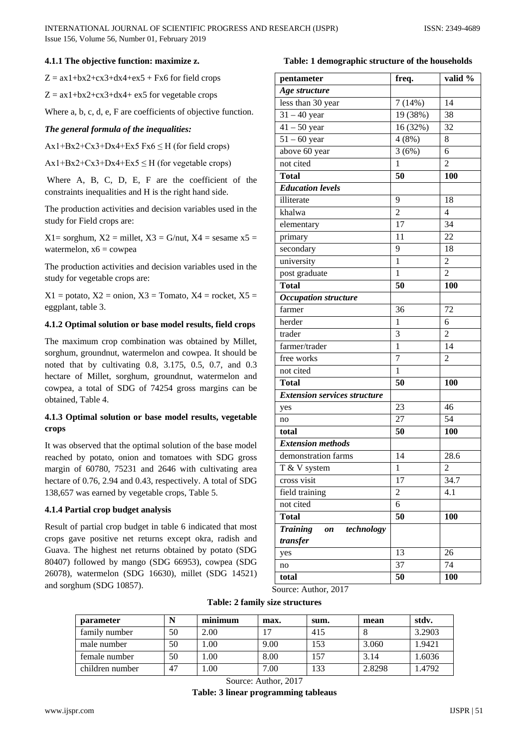#### 4.1.1 The objective function: maximize z.

Z = ax1+bx2+cx3+dx4+ex5 + Fx6 for field crops

Z = ax1+bx2+cx3+dx4+ ex5 for vegetable crops

Where a, b, c, d, e, F are coefficients of objective function.

***The general formula of the inequalities:***

Ax1+Bx2+Cx3+Dx4+Ex5 Fx6 ≤ H (for field crops)

Ax1+Bx2+Cx3+Dx4+Ex5 ≤ H (for vegetable crops)

Where A, B, C, D, E, F are the coefficient of the constraints inequalities and H is the right hand side.

The production activities and decision variables used in the study for Field crops are:

X1= sorghum, X2 = millet, X3 = G/nut, X4 = sesame x5 = watermelon, x6 = cowpea

The production activities and decision variables used in the study for vegetable crops are:

X1 = potato, X2 = onion, X3 = Tomato, X4 = rocket, X5 = eggplant, table 3.

#### 4.1.2 Optimal solution or base model results, field crops

The maximum crop combination was obtained by Millet, sorghum, groundnut, watermelon and cowpea. It should be noted that by cultivating 0.8, 3.175, 0.5, 0.7, and 0.3 hectare of Millet, sorghum, groundnut, watermelon and cowpea, a total of SDG of 74254 gross margins can be obtained, Table 4.

#### 4.1.3 Optimal solution or base model results, vegetable crops

It was observed that the optimal solution of the base model reached by potato, onion and tomatoes with SDG gross margin of 60780, 75231 and 2646 with cultivating area hectare of 0.76, 2.94 and 0.43, respectively. A total of SDG 138,657 was earned by vegetable crops, Table 5.

#### 4.1.4 Partial crop budget analysis

Result of partial crop budget in table 6 indicated that most crops gave positive net returns except okra, radish and Guava. The highest net returns obtained by potato (SDG 80407) followed by mango (SDG 66953), cowpea (SDG 26078), watermelon (SDG 16630), millet (SDG 14521) and sorghum (SDG 10857).

**Table: 1 demographic structure of the households**

| pentameter | freq. | valid % |
|---|---|---|
| ***Age structure*** | | |
| less than 30 year | 7 (14%) | 14 |
| 31 – 40 year | 19 (38%) | 38 |
| 41 – 50 year | 16 (32%) | 32 |
| 51 – 60 year | 4 (8%) | 8 |
| above 60 year | 3 (6%) | 6 |
| not cited | 1 | 2 |
| **Total** | **50** | **100** |
| ***Education levels*** | | |
| illiterate | 9 | 18 |
| khalwa | 2 | 4 |
| elementary | 17 | 34 |
| primary | 11 | 22 |
| secondary | 9 | 18 |
| university | 1 | 2 |
| post graduate | 1 | 2 |
| **Total** | **50** | **100** |
| ***Occupation structure*** | | |
| farmer | 36 | 72 |
| herder | 1 | 6 |
| trader | 3 | 2 |
| farmer/trader | 1 | 14 |
| free works | 7 | 2 |
| not cited | 1 | |
| **Total** | **50** | **100** |
| ***Extension services structure*** | | |
| yes | 23 | 46 |
| no | 27 | 54 |
| **total** | **50** | **100** |
| ***Extension methods*** | | |
| demonstration farms | 14 | 28.6 |
| T & V system | 1 | 2 |
| cross visit | 17 | 34.7 |
| field training | 2 | 4.1 |
| not cited | 6 | |
| **Total** | **50** | **100** |
| ***Training on technology transfer*** | | |
| yes | 13 | 26 |
| no | 37 | 74 |
| **total** | **50** | **100** |

Source: Author, 2017

**Table: 2 family size structures**

| parameter | N | minimum | max. | sum. | mean | stdv. |
|---|---|---|---|---|---|---|
| family number | 50 | 2.00 | 17 | 415 | 8 | 3.2903 |
| male number | 50 | 1.00 | 9.00 | 153 | 3.060 | 1.9421 |
| female number | 50 | 1.00 | 8.00 | 157 | 3.14 | 1.6036 |
| children number | 47 | 1.00 | 7.00 | 133 | 2.8298 | 1.4792 |

Source: Author, 2017

**Table: 3 linear programming tableaus**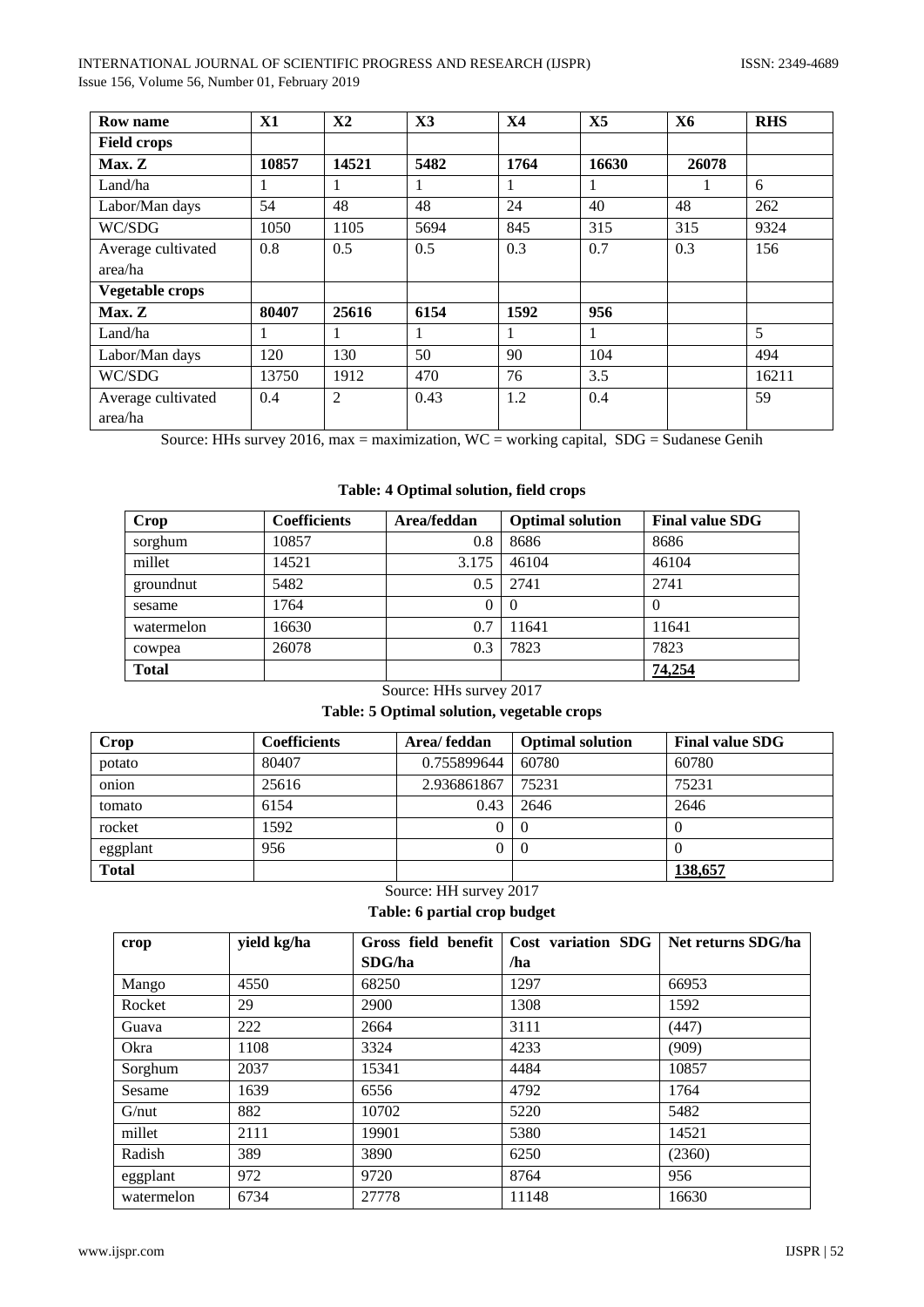| Row name | X1 | X2 | X3 | X4 | X5 | X6 | RHS |
|---|---|---|---|---|---|---|---|
| **Field crops** | | | | | | | |
| **Max. Z** | **10857** | **14521** | **5482** | **1764** | **16630** | **26078** | |
| Land/ha | 1 | 1 | 1 | 1 | 1 | 1 | 6 |
| Labor/Man days | 54 | 48 | 48 | 24 | 40 | 48 | 262 |
| WC/SDG | 1050 | 1105 | 5694 | 845 | 315 | 315 | 9324 |
| Average cultivated area/ha | 0.8 | 0.5 | 0.5 | 0.3 | 0.7 | 0.3 | 156 |
| **Vegetable crops** | | | | | | | |
| **Max. Z** | **80407** | **25616** | **6154** | **1592** | **956** | | |
| Land/ha | 1 | 1 | 1 | 1 | 1 | | 5 |
| Labor/Man days | 120 | 130 | 50 | 90 | 104 | | 494 |
| WC/SDG | 13750 | 1912 | 470 | 76 | 3.5 | | 16211 |
| Average cultivated area/ha | 0.4 | 2 | 0.43 | 1.2 | 0.4 | | 59 |

Source: HHs survey 2016, max = maximization, WC = working capital, SDG = Sudanese Genih

**Table: 4 Optimal solution, field crops**

| Crop | Coefficients | Area/feddan | Optimal solution | Final value SDG |
|---|---|---|---|---|
| sorghum | 10857 | 0.8 | 8686 | 8686 |
| millet | 14521 | 3.175 | 46104 | 46104 |
| groundnut | 5482 | 0.5 | 2741 | 2741 |
| sesame | 1764 | 0 | 0 | 0 |
| watermelon | 16630 | 0.7 | 11641 | 11641 |
| cowpea | 26078 | 0.3 | 7823 | 7823 |
| **Total** | | | | **74,254** |

Source: HHs survey 2017

**Table: 5 Optimal solution, vegetable crops**

| Crop | Coefficients | Area/ feddan | Optimal solution | Final value SDG |
|---|---|---|---|---|
| potato | 80407 | 0.755899644 | 60780 | 60780 |
| onion | 25616 | 2.936861867 | 75231 | 75231 |
| tomato | 6154 | 0.43 | 2646 | 2646 |
| rocket | 1592 | 0 | 0 | 0 |
| eggplant | 956 | 0 | 0 | 0 |
| **Total** | | | | **138,657** |

Source: HH survey 2017

**Table: 6 partial crop budget**

| crop | yield kg/ha | Gross field benefit SDG/ha | Cost variation SDG /ha | Net returns SDG/ha |
|---|---|---|---|---|
| Mango | 4550 | 68250 | 1297 | 66953 |
| Rocket | 29 | 2900 | 1308 | 1592 |
| Guava | 222 | 2664 | 3111 | (447) |
| Okra | 1108 | 3324 | 4233 | (909) |
| Sorghum | 2037 | 15341 | 4484 | 10857 |
| Sesame | 1639 | 6556 | 4792 | 1764 |
| G/nut | 882 | 10702 | 5220 | 5482 |
| millet | 2111 | 19901 | 5380 | 14521 |
| Radish | 389 | 3890 | 6250 | (2360) |
| eggplant | 972 | 9720 | 8764 | 956 |
| watermelon | 6734 | 27778 | 11148 | 16630 |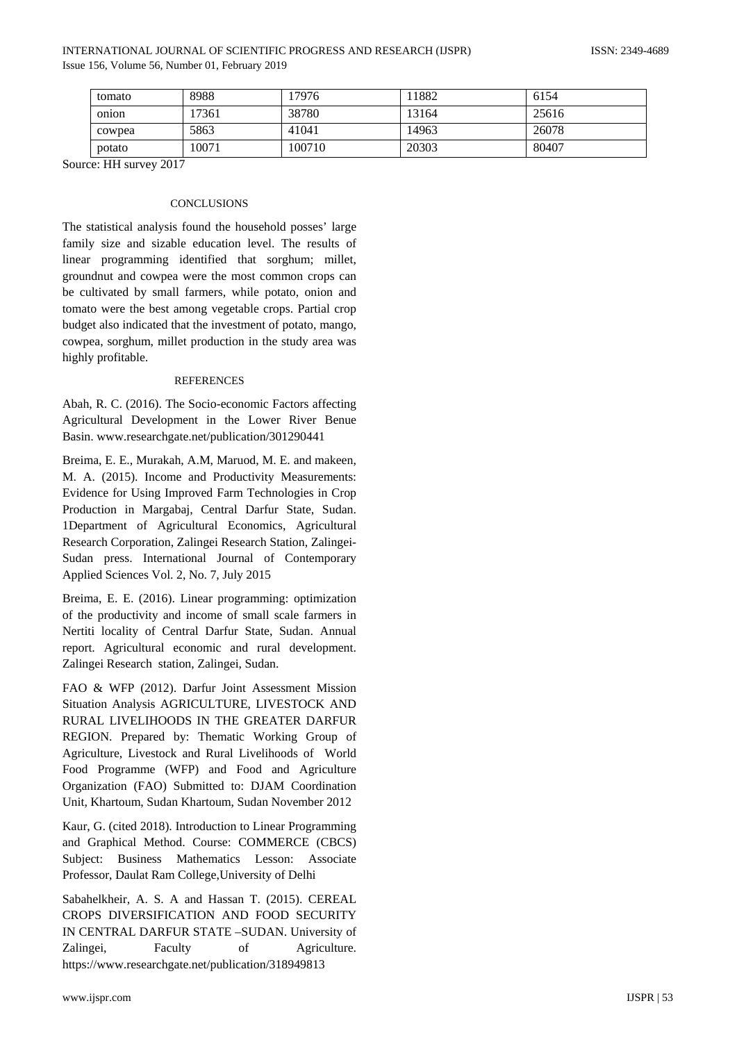| | | | | |
|---|---|---|---|---|
| tomato | 8988 | 17976 | 11882 | 6154 |
| onion | 17361 | 38780 | 13164 | 25616 |
| cowpea | 5863 | 41041 | 14963 | 26078 |
| potato | 10071 | 100710 | 20303 | 80407 |

Source: HH survey 2017

## CONCLUSIONS

The statistical analysis found the household posses' large family size and sizable education level. The results of linear programming identified that sorghum; millet, groundnut and cowpea were the most common crops can be cultivated by small farmers, while potato, onion and tomato were the best among vegetable crops. Partial crop budget also indicated that the investment of potato, mango, cowpea, sorghum, millet production in the study area was highly profitable.

## REFERENCES

Abah, R. C. (2016). The Socio-economic Factors affecting Agricultural Development in the Lower River Benue Basin. www.researchgate.net/publication/301290441

Breima, E. E., Murakah, A.M, Maruod, M. E. and makeen, M. A. (2015). Income and Productivity Measurements: Evidence for Using Improved Farm Technologies in Crop Production in Margabaj, Central Darfur State, Sudan. 1Department of Agricultural Economics, Agricultural Research Corporation, Zalingei Research Station, Zalingei-Sudan press. International Journal of Contemporary Applied Sciences Vol. 2, No. 7, July 2015

Breima, E. E. (2016). Linear programming: optimization of the productivity and income of small scale farmers in Nertiti locality of Central Darfur State, Sudan. Annual report. Agricultural economic and rural development. Zalingei Research station, Zalingei, Sudan.

FAO & WFP (2012). Darfur Joint Assessment Mission Situation Analysis AGRICULTURE, LIVESTOCK AND RURAL LIVELIHOODS IN THE GREATER DARFUR REGION. Prepared by: Thematic Working Group of Agriculture, Livestock and Rural Livelihoods of World Food Programme (WFP) and Food and Agriculture Organization (FAO) Submitted to: DJAM Coordination Unit, Khartoum, Sudan Khartoum, Sudan November 2012

Kaur, G. (cited 2018). Introduction to Linear Programming and Graphical Method. Course: COMMERCE (CBCS) Subject: Business Mathematics Lesson: Associate Professor, Daulat Ram College,University of Delhi

Sabahelkheir, A. S. A and Hassan T. (2015). CEREAL CROPS DIVERSIFICATION AND FOOD SECURITY IN CENTRAL DARFUR STATE –SUDAN. University of Zalingei, Faculty of Agriculture. https://www.researchgate.net/publication/318949813